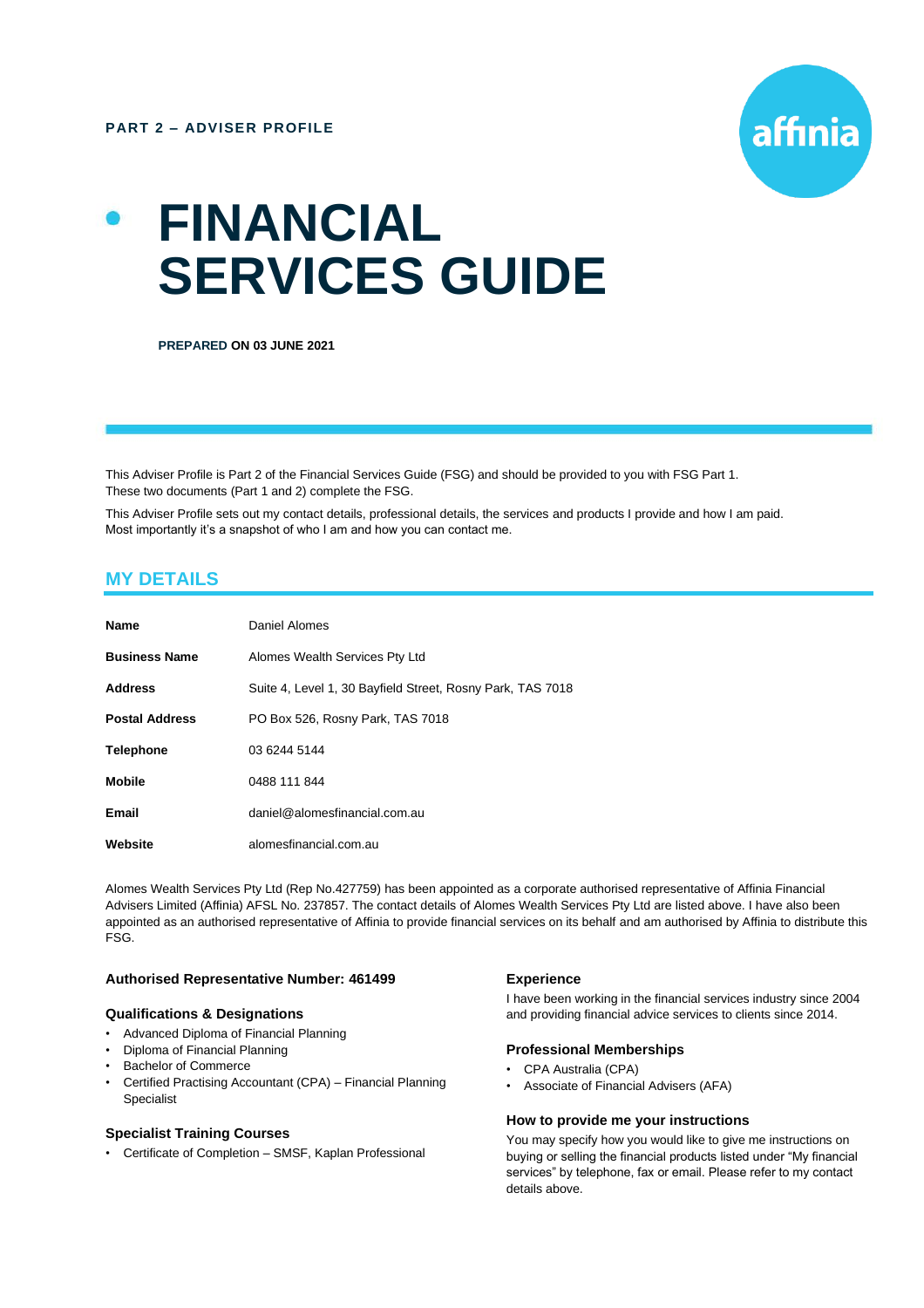**PART 2 – ADVISER PROFILE**

affinia

# FINANCIAL SERVICES GUIDE

**PREPARED ON 03 JUNE 2021**

This Adviser Profile is Part 2 of the Financial Services Guide (FSG) and should be provided to you with FSG Part 1. These two documents (Part 1 and 2) complete the FSG.

This Adviser Profile sets out my contact details, professional details, the services and products I provide and how I am paid. Most importantly it's a snapshot of who I am and how you can contact me.

## MY DETAILS

| | |
|---|---|
| **Name** | Daniel Alomes |
| **Business Name** | Alomes Wealth Services Pty Ltd |
| **Address** | Suite 4, Level 1, 30 Bayfield Street, Rosny Park, TAS 7018 |
| **Postal Address** | PO Box 526, Rosny Park, TAS 7018 |
| **Telephone** | 03 6244 5144 |
| **Mobile** | 0488 111 844 |
| **Email** | daniel@alomesfinancial.com.au |
| **Website** | alomesfinancial.com.au |

Alomes Wealth Services Pty Ltd (Rep No.427759) has been appointed as a corporate authorised representative of Affinia Financial Advisers Limited (Affinia) AFSL No. 237857. The contact details of Alomes Wealth Services Pty Ltd are listed above. I have also been appointed as an authorised representative of Affinia to provide financial services on its behalf and am authorised by Affinia to distribute this FSG.

### Authorised Representative Number: 461499

### Qualifications & Designations

- Advanced Diploma of Financial Planning
- Diploma of Financial Planning
- Bachelor of Commerce
- Certified Practising Accountant (CPA) – Financial Planning Specialist

### Specialist Training Courses

- Certificate of Completion – SMSF, Kaplan Professional

### Experience

I have been working in the financial services industry since 2004 and providing financial advice services to clients since 2014.

### Professional Memberships

- CPA Australia (CPA)
- Associate of Financial Advisers (AFA)

### How to provide me your instructions

You may specify how you would like to give me instructions on buying or selling the financial products listed under "My financial services" by telephone, fax or email. Please refer to my contact details above.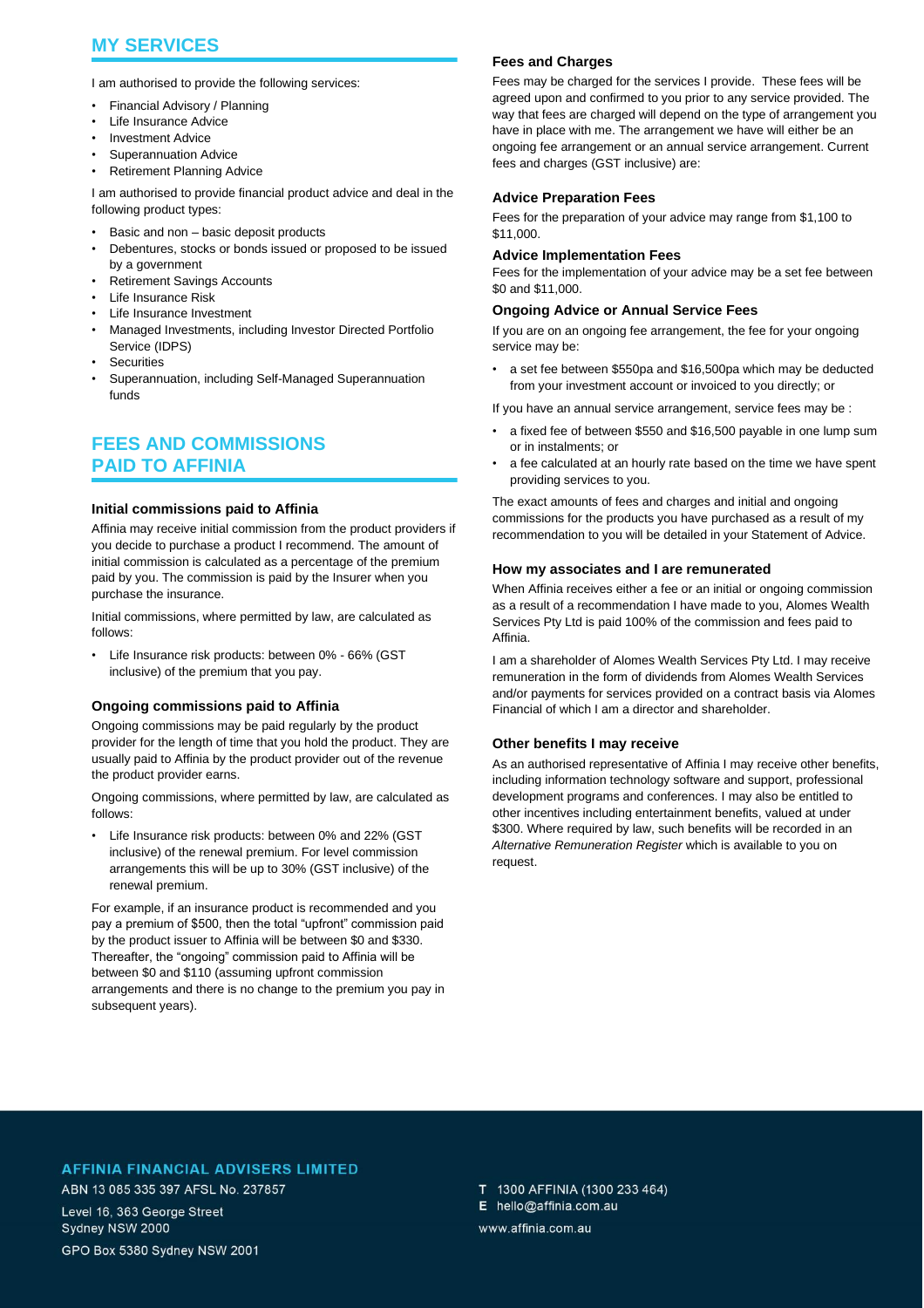## MY SERVICES

I am authorised to provide the following services:

- Financial Advisory / Planning
- Life Insurance Advice
- Investment Advice
- Superannuation Advice
- Retirement Planning Advice

I am authorised to provide financial product advice and deal in the following product types:

- Basic and non – basic deposit products
- Debentures, stocks or bonds issued or proposed to be issued by a government
- Retirement Savings Accounts
- Life Insurance Risk
- Life Insurance Investment
- Managed Investments, including Investor Directed Portfolio Service (IDPS)
- Securities
- Superannuation, including Self-Managed Superannuation funds

## FEES AND COMMISSIONS PAID TO AFFINIA

### Initial commissions paid to Affinia

Affinia may receive initial commission from the product providers if you decide to purchase a product I recommend. The amount of initial commission is calculated as a percentage of the premium paid by you. The commission is paid by the Insurer when you purchase the insurance.

Initial commissions, where permitted by law, are calculated as follows:

- Life Insurance risk products: between 0% - 66% (GST inclusive) of the premium that you pay.

### Ongoing commissions paid to Affinia

Ongoing commissions may be paid regularly by the product provider for the length of time that you hold the product. They are usually paid to Affinia by the product provider out of the revenue the product provider earns.

Ongoing commissions, where permitted by law, are calculated as follows:

- Life Insurance risk products: between 0% and 22% (GST inclusive) of the renewal premium. For level commission arrangements this will be up to 30% (GST inclusive) of the renewal premium.

For example, if an insurance product is recommended and you pay a premium of $500, then the total “upfront” commission paid by the product issuer to Affinia will be between $0 and $330. Thereafter, the “ongoing” commission paid to Affinia will be between $0 and $110 (assuming upfront commission arrangements and there is no change to the premium you pay in subsequent years).

### Fees and Charges

Fees may be charged for the services I provide. These fees will be agreed upon and confirmed to you prior to any service provided. The way that fees are charged will depend on the type of arrangement you have in place with me. The arrangement we have will either be an ongoing fee arrangement or an annual service arrangement. Current fees and charges (GST inclusive) are:

### Advice Preparation Fees

Fees for the preparation of your advice may range from $1,100 to $11,000.

### Advice Implementation Fees

Fees for the implementation of your advice may be a set fee between $0 and $11,000.

### Ongoing Advice or Annual Service Fees

If you are on an ongoing fee arrangement, the fee for your ongoing service may be:

- a set fee between $550pa and $16,500pa which may be deducted from your investment account or invoiced to you directly; or

If you have an annual service arrangement, service fees may be :

- a fixed fee of between $550 and $16,500 payable in one lump sum or in instalments; or
- a fee calculated at an hourly rate based on the time we have spent providing services to you.

The exact amounts of fees and charges and initial and ongoing commissions for the products you have purchased as a result of my recommendation to you will be detailed in your Statement of Advice.

### How my associates and I are remunerated

When Affinia receives either a fee or an initial or ongoing commission as a result of a recommendation I have made to you, Alomes Wealth Services Pty Ltd is paid 100% of the commission and fees paid to Affinia.

I am a shareholder of Alomes Wealth Services Pty Ltd. I may receive remuneration in the form of dividends from Alomes Wealth Services and/or payments for services provided on a contract basis via Alomes Financial of which I am a director and shareholder.

### Other benefits I may receive

As an authorised representative of Affinia I may receive other benefits, including information technology software and support, professional development programs and conferences. I may also be entitled to other incentives including entertainment benefits, valued at under $300. Where required by law, such benefits will be recorded in an *Alternative Remuneration Register* which is available to you on request.

**AFFINIA FINANCIAL ADVISERS LIMITED**
ABN 13 085 335 397 AFSL No. 237857
Level 16, 363 George Street
Sydney NSW 2000
GPO Box 5380 Sydney NSW 2001

T 1300 AFFINIA (1300 233 464)
E hello@affinia.com.au
www.affinia.com.au